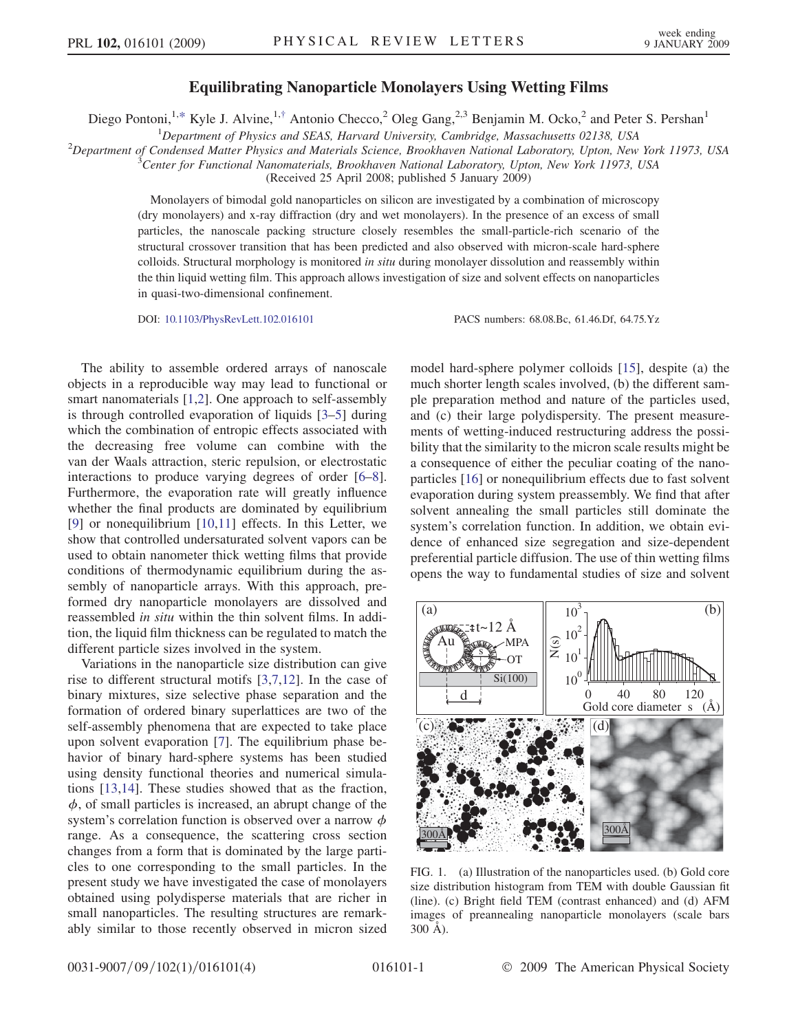# Equilibrating Nanoparticle Monolayers Using Wetting Films

Diego Pontoni,[1,*] Kyle J. Alvine,[1,†] Antonio Checco,[2] Oleg Gang,[2,3] Benjamin M. Ocko,[2] and Peter S. Pershan[1]

[1]*Department of Physics and SEAS, Harvard University, Cambridge, Massachusetts 02138, USA*
[2]*Department of Condensed Matter Physics and Materials Science, Brookhaven National Laboratory, Upton, New York 11973, USA*
[3]*Center for Functional Nanomaterials, Brookhaven National Laboratory, Upton, New York 11973, USA*

(Received 25 April 2008; published 5 January 2009)

Monolayers of bimodal gold nanoparticles on silicon are investigated by a combination of microscopy (dry monolayers) and x-ray diffraction (dry and wet monolayers). In the presence of an excess of small particles, the nanoscale packing structure closely resembles the small-particle-rich scenario of the structural crossover transition that has been predicted and also observed with micron-scale hard-sphere colloids. Structural morphology is monitored *in situ* during monolayer dissolution and reassembly within the thin liquid wetting film. This approach allows investigation of size and solvent effects on nanoparticles in quasi-two-dimensional confinement.

DOI: 10.1103/PhysRevLett.102.016101 PACS numbers: 68.08.Bc, 61.46.Df, 64.75.Yz

The ability to assemble ordered arrays of nanoscale objects in a reproducible way may lead to functional or smart nanomaterials [1,2]. One approach to self-assembly is through controlled evaporation of liquids [3–5] during which the combination of entropic effects associated with the decreasing free volume can combine with the van der Waals attraction, steric repulsion, or electrostatic interactions to produce varying degrees of order [6–8]. Furthermore, the evaporation rate will greatly influence whether the final products are dominated by equilibrium [9] or nonequilibrium [10,11] effects. In this Letter, we show that controlled undersaturated solvent vapors can be used to obtain nanometer thick wetting films that provide conditions of thermodynamic equilibrium during the assembly of nanoparticle arrays. With this approach, preformed dry nanoparticle monolayers are dissolved and reassembled *in situ* within the thin solvent films. In addition, the liquid film thickness can be regulated to match the different particle sizes involved in the system.

Variations in the nanoparticle size distribution can give rise to different structural motifs [3,7,12]. In the case of binary mixtures, size selective phase separation and the formation of ordered binary superlattices are two of the self-assembly phenomena that are expected to take place upon solvent evaporation [7]. The equilibrium phase behavior of binary hard-sphere systems has been studied using density functional theories and numerical simulations [13,14]. These studies showed that as the fraction, $\phi$, of small particles is increased, an abrupt change of the system's correlation function is observed over a narrow $\phi$ range. As a consequence, the scattering cross section changes from a form that is dominated by the large particles to one corresponding to the small particles. In the present study we have investigated the case of monolayers obtained using polydisperse materials that are richer in small nanoparticles. The resulting structures are remarkably similar to those recently observed in micron sized model hard-sphere polymer colloids [15], despite (a) the much shorter length scales involved, (b) the different sample preparation method and nature of the particles used, and (c) their large polydispersity. The present measurements of wetting-induced restructuring address the possibility that the similarity to the micron scale results might be a consequence of either the peculiar coating of the nanoparticles [16] or nonequilibrium effects due to fast solvent evaporation during system preassembly. We find that after solvent annealing the small particles still dominate the system's correlation function. In addition, we obtain evidence of enhanced size segregation and size-dependent preferential particle diffusion. The use of thin wetting films opens the way to fundamental studies of size and solvent

FIG. 1. (a) Illustration of the nanoparticles used. (b) Gold core size distribution histogram from TEM with double Gaussian fit (line). (c) Bright field TEM (contrast enhanced) and (d) AFM images of preannealing nanoparticle monolayers (scale bars 300 Å).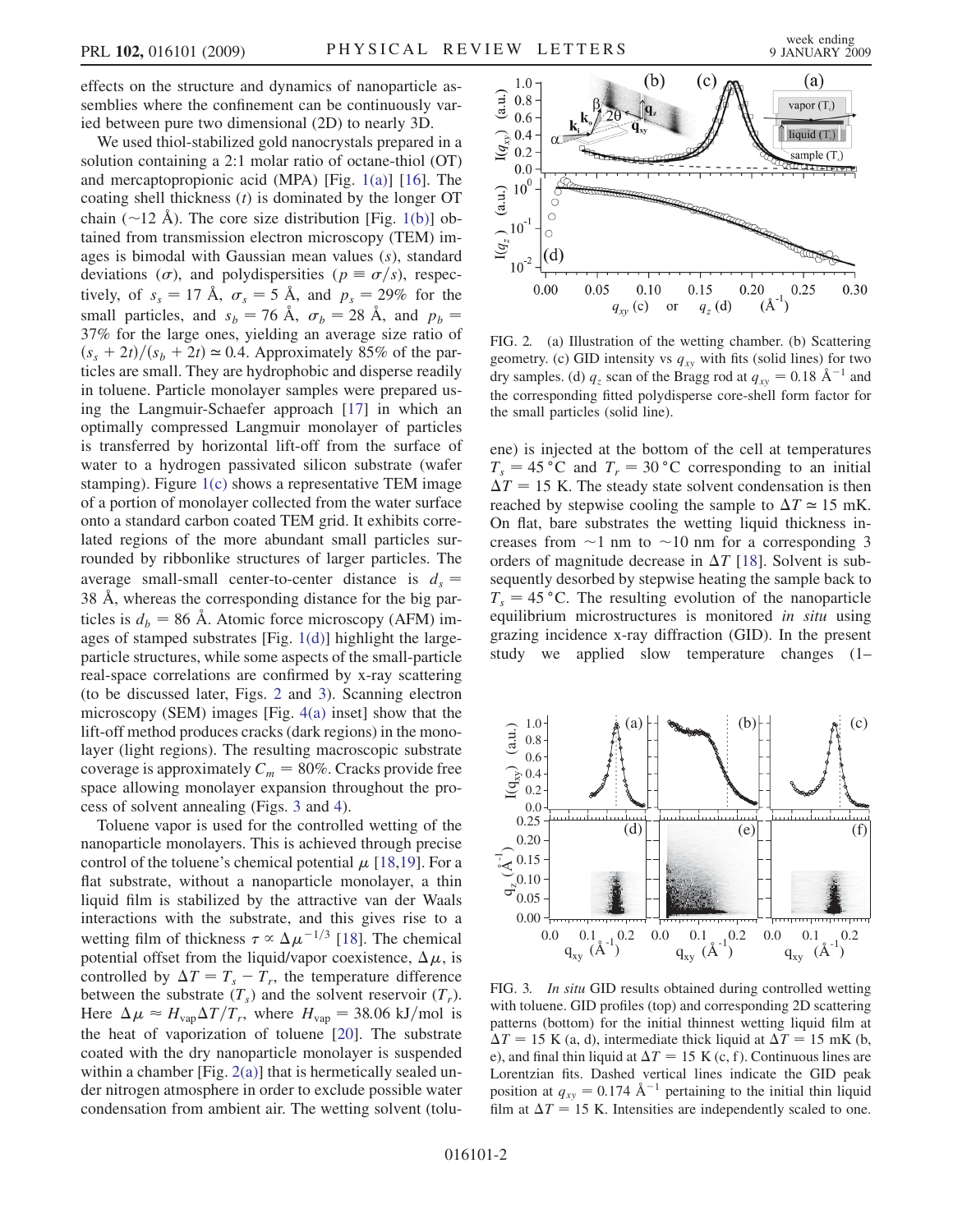effects on the structure and dynamics of nanoparticle assemblies where the confinement can be continuously varied between pure two dimensional (2D) to nearly 3D.

We used thiol-stabilized gold nanocrystals prepared in a solution containing a 2:1 molar ratio of octane-thiol (OT) and mercaptopropionic acid (MPA) [Fig. 1(a)] [16]. The coating shell thickness ($t$) is dominated by the longer OT chain (~12 Å). The core size distribution [Fig. 1(b)] obtained from transmission electron microscopy (TEM) images is bimodal with Gaussian mean values ($s$), standard deviations ($\sigma$), and polydispersities ($p \equiv \sigma/s$), respectively, of $s_s = 17$ Å, $\sigma_s = 5$ Å, and $p_s = 29\%$ for the small particles, and $s_b = 76$ Å, $\sigma_b = 28$ Å, and $p_b = 37\%$ for the large ones, yielding an average size ratio of $(s_s + 2t)/(s_b + 2t) \simeq 0.4$. Approximately 85% of the particles are small. They are hydrophobic and disperse readily in toluene. Particle monolayer samples were prepared using the Langmuir-Schaefer approach [17] in which an optimally compressed Langmuir monolayer of particles is transferred by horizontal lift-off from the surface of water to a hydrogen passivated silicon substrate (wafer stamping). Figure 1(c) shows a representative TEM image of a portion of monolayer collected from the water surface onto a standard carbon coated TEM grid. It exhibits correlated regions of the more abundant small particles surrounded by ribbonlike structures of larger particles. The average small-small center-to-center distance is $d_s = 38$ Å, whereas the corresponding distance for the big particles is $d_b = 86$ Å. Atomic force microscopy (AFM) images of stamped substrates [Fig. 1(d)] highlight the large-particle structures, while some aspects of the small-particle real-space correlations are confirmed by x-ray scattering (to be discussed later, Figs. 2 and 3). Scanning electron microscopy (SEM) images [Fig. 4(a) inset] show that the lift-off method produces cracks (dark regions) in the monolayer (light regions). The resulting macroscopic substrate coverage is approximately $C_m = 80\%$. Cracks provide free space allowing monolayer expansion throughout the process of solvent annealing (Figs. 3 and 4).

Toluene vapor is used for the controlled wetting of the nanoparticle monolayers. This is achieved through precise control of the toluene's chemical potential $\mu$ [18,19]. For a flat substrate, without a nanoparticle monolayer, a thin liquid film is stabilized by the attractive van der Waals interactions with the substrate, and this gives rise to a wetting film of thickness $\tau \propto \Delta\mu^{-1/3}$ [18]. The chemical potential offset from the liquid/vapor coexistence, $\Delta\mu$, is controlled by $\Delta T = T_s - T_r$, the temperature difference between the substrate ($T_s$) and the solvent reservoir ($T_r$). Here $\Delta\mu \approx H_{vap}\Delta T/T_r$, where $H_{vap} = 38.06$ kJ/mol is the heat of vaporization of toluene [20]. The substrate coated with the dry nanoparticle monolayer is suspended within a chamber [Fig. 2(a)] that is hermetically sealed under nitrogen atmosphere in order to exclude possible water condensation from ambient air. The wetting solvent (toluene) is injected at the bottom of the cell at temperatures $T_s = 45$ °C and $T_r = 30$ °C corresponding to an initial $\Delta T = 15$ K. The steady state solvent condensation is then reached by stepwise cooling the sample to $\Delta T \simeq 15$ mK. On flat, bare substrates the wetting liquid thickness increases from ~1 nm to ~10 nm for a corresponding 3 orders of magnitude decrease in $\Delta T$ [18]. Solvent is subsequently desorbed by stepwise heating the sample back to $T_s = 45$ °C. The resulting evolution of the nanoparticle equilibrium microstructures is monitored *in situ* using grazing incidence x-ray diffraction (GID). In the present study we applied slow temperature changes (1–

FIG. 2. (a) Illustration of the wetting chamber. (b) Scattering geometry. (c) GID intensity vs $q_{xy}$ with fits (solid lines) for two dry samples. (d) $q_z$ scan of the Bragg rod at $q_{xy} = 0.18$ Å$^{-1}$ and the corresponding fitted polydisperse core-shell form factor for the small particles (solid line).

FIG. 3. *In situ* GID results obtained during controlled wetting with toluene. GID profiles (top) and corresponding 2D scattering patterns (bottom) for the initial thinnest wetting liquid film at $\Delta T = 15$ K (a, d), intermediate thick liquid at $\Delta T = 15$ mK (b, e), and final thin liquid at $\Delta T = 15$ K (c, f). Continuous lines are Lorentzian fits. Dashed vertical lines indicate the GID peak position at $q_{xy} = 0.174$ Å$^{-1}$ pertaining to the initial thin liquid film at $\Delta T = 15$ K. Intensities are independently scaled to one.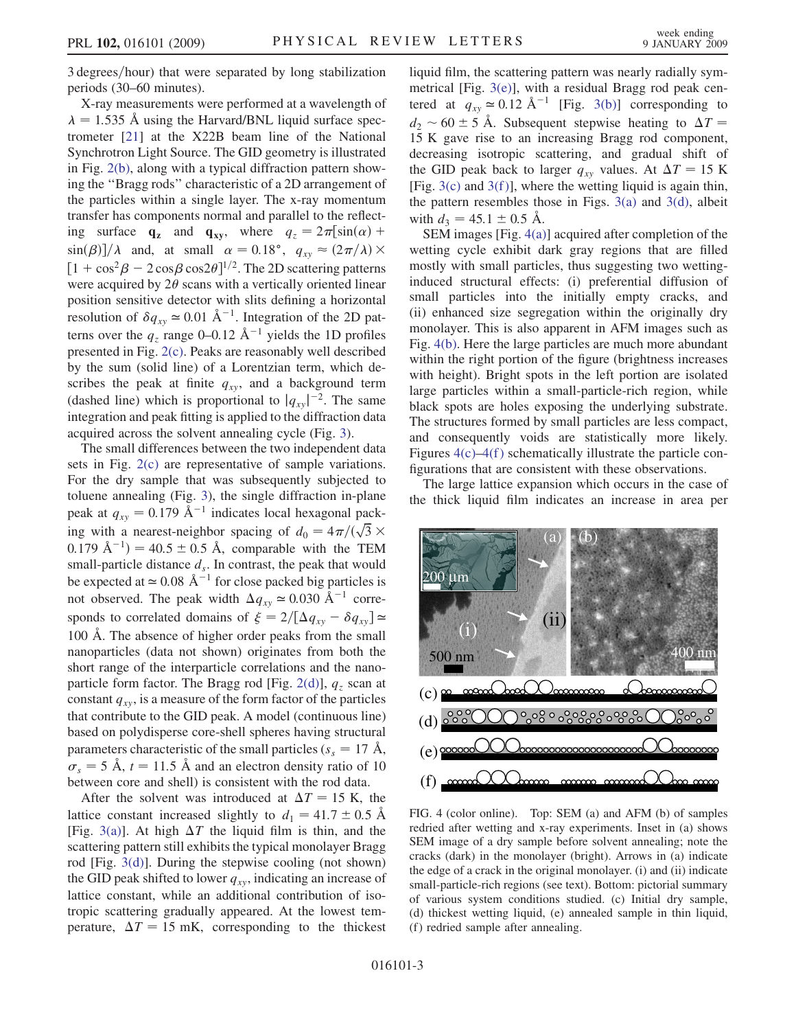3 degrees/hour) that were separated by long stabilization periods (30–60 minutes).

X-ray measurements were performed at a wavelength of $\lambda = 1.535$ Å using the Harvard/BNL liquid surface spectrometer [21] at the X22B beam line of the National Synchrotron Light Source. The GID geometry is illustrated in Fig. 2(b), along with a typical diffraction pattern showing the "Bragg rods" characteristic of a 2D arrangement of the particles within a single layer. The x-ray momentum transfer has components normal and parallel to the reflecting surface $\mathbf{q_z}$ and $\mathbf{q_{xy}}$, where $q_z = 2\pi[\sin(\alpha) + \sin(\beta)]/\lambda$ and, at small $\alpha = 0.18°$, $q_{xy} \approx (2\pi/\lambda) \times [1 + \cos^2\beta - 2\cos\beta\cos 2\theta]^{1/2}$. The 2D scattering patterns were acquired by $2\theta$ scans with a vertically oriented linear position sensitive detector with slits defining a horizontal resolution of $\delta q_{xy} \simeq 0.01$ Å$^{-1}$. Integration of the 2D patterns over the $q_z$ range 0–0.12 Å$^{-1}$ yields the 1D profiles presented in Fig. 2(c). Peaks are reasonably well described by the sum (solid line) of a Lorentzian term, which describes the peak at finite $q_{xy}$, and a background term (dashed line) which is proportional to $|q_{xy}|^{-2}$. The same integration and peak fitting is applied to the diffraction data acquired across the solvent annealing cycle (Fig. 3).

The small differences between the two independent data sets in Fig. 2(c) are representative of sample variations. For the dry sample that was subsequently subjected to toluene annealing (Fig. 3), the single diffraction in-plane peak at $q_{xy} = 0.179$ Å$^{-1}$ indicates local hexagonal packing with a nearest-neighbor spacing of $d_0 = 4\pi/(\sqrt{3} \times 0.179$ Å$^{-1}) = 40.5 \pm 0.5$ Å, comparable with the TEM small-particle distance $d_s$. In contrast, the peak that would be expected at $\simeq 0.08$ Å$^{-1}$ for close packed big particles is not observed. The peak width $\Delta q_{xy} \simeq 0.030$ Å$^{-1}$ corresponds to correlated domains of $\xi = 2/[\Delta q_{xy} - \delta q_{xy}] \simeq 100$ Å. The absence of higher order peaks from the small nanoparticles (data not shown) originates from both the short range of the interparticle correlations and the nanoparticle form factor. The Bragg rod [Fig. 2(d)], $q_z$ scan at constant $q_{xy}$, is a measure of the form factor of the particles that contribute to the GID peak. A model (continuous line) based on polydisperse core-shell spheres having structural parameters characteristic of the small particles ($s_s = 17$ Å, $\sigma_s = 5$ Å, $t = 11.5$ Å and an electron density ratio of 10 between core and shell) is consistent with the rod data.

After the solvent was introduced at $\Delta T = 15$ K, the lattice constant increased slightly to $d_1 = 41.7 \pm 0.5$ Å [Fig. 3(a)]. At high $\Delta T$ the liquid film is thin, and the scattering pattern still exhibits the typical monolayer Bragg rod [Fig. 3(d)]. During the stepwise cooling (not shown) the GID peak shifted to lower $q_{xy}$, indicating an increase of lattice constant, while an additional contribution of isotropic scattering gradually appeared. At the lowest temperature, $\Delta T = 15$ mK, corresponding to the thickest liquid film, the scattering pattern was nearly radially symmetrical [Fig. 3(e)], with a residual Bragg rod peak centered at $q_{xy} \simeq 0.12$ Å$^{-1}$ [Fig. 3(b)] corresponding to $d_2 \sim 60 \pm 5$ Å. Subsequent stepwise heating to $\Delta T = 15$ K gave rise to an increasing Bragg rod component, decreasing isotropic scattering, and gradual shift of the GID peak back to larger $q_{xy}$ values. At $\Delta T = 15$ K [Fig. 3(c) and 3(f)], where the wetting liquid is again thin, the pattern resembles those in Figs. 3(a) and 3(d), albeit with $d_3 = 45.1 \pm 0.5$ Å.

SEM images [Fig. 4(a)] acquired after completion of the wetting cycle exhibit dark gray regions that are filled mostly with small particles, thus suggesting two wetting-induced structural effects: (i) preferential diffusion of small particles into the initially empty cracks, and (ii) enhanced size segregation within the originally dry monolayer. This is also apparent in AFM images such as Fig. 4(b). Here the large particles are much more abundant within the right portion of the figure (brightness increases with height). Bright spots in the left portion are isolated large particles within a small-particle-rich region, while black spots are holes exposing the underlying substrate. The structures formed by small particles are less compact, and consequently voids are statistically more likely. Figures 4(c)–4(f) schematically illustrate the particle configurations that are consistent with these observations.

The large lattice expansion which occurs in the case of the thick liquid film indicates an increase in area per

FIG. 4 (color online). Top: SEM (a) and AFM (b) of samples redried after wetting and x-ray experiments. Inset in (a) shows SEM image of a dry sample before solvent annealing; note the cracks (dark) in the monolayer (bright). Arrows in (a) indicate the edge of a crack in the original monolayer. (i) and (ii) indicate small-particle-rich regions (see text). Bottom: pictorial summary of various system conditions studied. (c) Initial dry sample, (d) thickest wetting liquid, (e) annealed sample in thin liquid, (f) redried sample after annealing.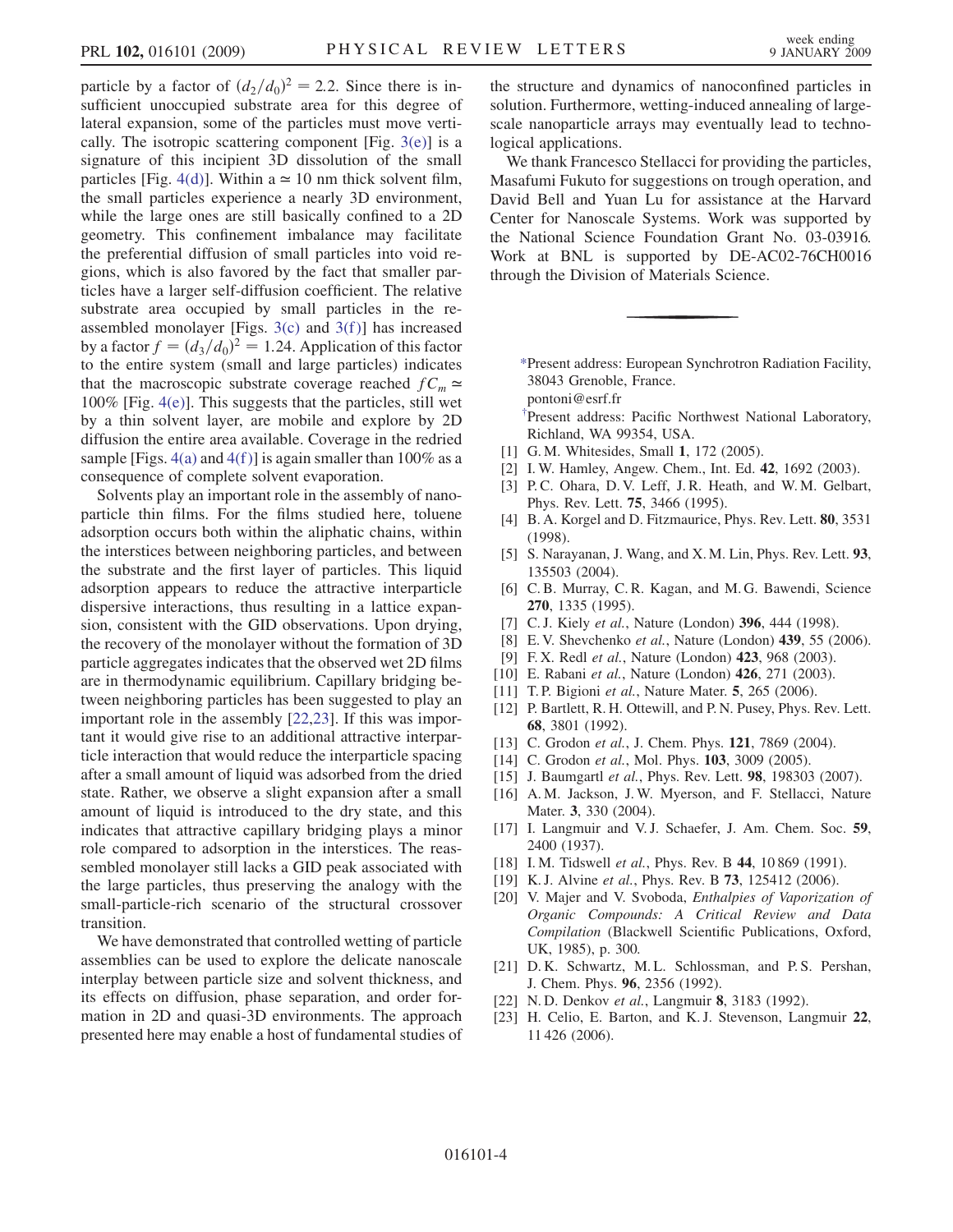particle by a factor of $(d_2/d_0)^2 = 2.2$. Since there is insufficient unoccupied substrate area for this degree of lateral expansion, some of the particles must move vertically. The isotropic scattering component [Fig. 3(e)] is a signature of this incipient 3D dissolution of the small particles [Fig. 4(d)]. Within a $\simeq 10$ nm thick solvent film, the small particles experience a nearly 3D environment, while the large ones are still basically confined to a 2D geometry. This confinement imbalance may facilitate the preferential diffusion of small particles into void regions, which is also favored by the fact that smaller particles have a larger self-diffusion coefficient. The relative substrate area occupied by small particles in the reassembled monolayer [Figs. 3(c) and 3(f)] has increased by a factor $f = (d_3/d_0)^2 = 1.24$. Application of this factor to the entire system (small and large particles) indicates that the macroscopic substrate coverage reached $fC_m \simeq 100\%$ [Fig. 4(e)]. This suggests that the particles, still wet by a thin solvent layer, are mobile and explore by 2D diffusion the entire area available. Coverage in the redried sample [Figs. 4(a) and 4(f)] is again smaller than 100% as a consequence of complete solvent evaporation.

Solvents play an important role in the assembly of nanoparticle thin films. For the films studied here, toluene adsorption occurs both within the aliphatic chains, within the interstices between neighboring particles, and between the substrate and the first layer of particles. This liquid adsorption appears to reduce the attractive interparticle dispersive interactions, thus resulting in a lattice expansion, consistent with the GID observations. Upon drying, the recovery of the monolayer without the formation of 3D particle aggregates indicates that the observed wet 2D films are in thermodynamic equilibrium. Capillary bridging between neighboring particles has been suggested to play an important role in the assembly [22,23]. If this was important it would give rise to an additional attractive interparticle interaction that would reduce the interparticle spacing after a small amount of liquid was adsorbed from the dried state. Rather, we observe a slight expansion after a small amount of liquid is introduced to the dry state, and this indicates that attractive capillary bridging plays a minor role compared to adsorption in the interstices. The reassembled monolayer still lacks a GID peak associated with the large particles, thus preserving the analogy with the small-particle-rich scenario of the structural crossover transition.

We have demonstrated that controlled wetting of particle assemblies can be used to explore the delicate nanoscale interplay between particle size and solvent thickness, and its effects on diffusion, phase separation, and order formation in 2D and quasi-3D environments. The approach presented here may enable a host of fundamental studies of the structure and dynamics of nanoconfined particles in solution. Furthermore, wetting-induced annealing of large-scale nanoparticle arrays may eventually lead to technological applications.

We thank Francesco Stellacci for providing the particles, Masafumi Fukuto for suggestions on trough operation, and David Bell and Yuan Lu for assistance at the Harvard Center for Nanoscale Systems. Work was supported by the National Science Foundation Grant No. 03-03916. Work at BNL is supported by DE-AC02-76CH0016 through the Division of Materials Science.

---

*Present address: European Synchrotron Radiation Facility, 38043 Grenoble, France.
pontoni@esrf.fr

†Present address: Pacific Northwest National Laboratory, Richland, WA 99354, USA.

[1] G. M. Whitesides, Small **1**, 172 (2005).
[2] I. W. Hamley, Angew. Chem., Int. Ed. **42**, 1692 (2003).
[3] P. C. Ohara, D. V. Leff, J. R. Heath, and W. M. Gelbart, Phys. Rev. Lett. **75**, 3466 (1995).
[4] B. A. Korgel and D. Fitzmaurice, Phys. Rev. Lett. **80**, 3531 (1998).
[5] S. Narayanan, J. Wang, and X. M. Lin, Phys. Rev. Lett. **93**, 135503 (2004).
[6] C. B. Murray, C. R. Kagan, and M. G. Bawendi, Science **270**, 1335 (1995).
[7] C. J. Kiely *et al.*, Nature (London) **396**, 444 (1998).
[8] E. V. Shevchenko *et al.*, Nature (London) **439**, 55 (2006).
[9] F. X. Redl *et al.*, Nature (London) **423**, 968 (2003).
[10] E. Rabani *et al.*, Nature (London) **426**, 271 (2003).
[11] T. P. Bigioni *et al.*, Nature Mater. **5**, 265 (2006).
[12] P. Bartlett, R. H. Ottewill, and P. N. Pusey, Phys. Rev. Lett. **68**, 3801 (1992).
[13] C. Grodon *et al.*, J. Chem. Phys. **121**, 7869 (2004).
[14] C. Grodon *et al.*, Mol. Phys. **103**, 3009 (2005).
[15] J. Baumgartl *et al.*, Phys. Rev. Lett. **98**, 198303 (2007).
[16] A. M. Jackson, J. W. Myerson, and F. Stellacci, Nature Mater. **3**, 330 (2004).
[17] I. Langmuir and V. J. Schaefer, J. Am. Chem. Soc. **59**, 2400 (1937).
[18] I. M. Tidswell *et al.*, Phys. Rev. B **44**, 10 869 (1991).
[19] K. J. Alvine *et al.*, Phys. Rev. B **73**, 125412 (2006).
[20] V. Majer and V. Svoboda, *Enthalpies of Vaporization of Organic Compounds: A Critical Review and Data Compilation* (Blackwell Scientific Publications, Oxford, UK, 1985), p. 300.
[21] D. K. Schwartz, M. L. Schlossman, and P. S. Pershan, J. Chem. Phys. **96**, 2356 (1992).
[22] N. D. Denkov *et al.*, Langmuir **8**, 3183 (1992).
[23] H. Celio, E. Barton, and K. J. Stevenson, Langmuir **22**, 11 426 (2006).